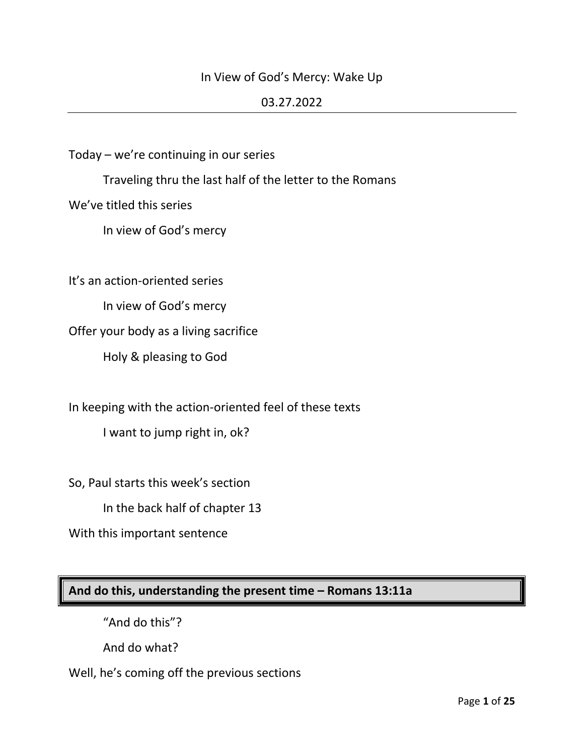In View of God's Mercy: Wake Up

03.27.2022

---

Today – we're continuing in our series

Traveling thru the last half of the letter to the Romans

We've titled this series

In view of God's mercy

It's an action-oriented series

In view of God's mercy

Offer your body as a living sacrifice

Holy & pleasing to God

In keeping with the action-oriented feel of these texts

I want to jump right in, ok?

So, Paul starts this week's section

In the back half of chapter 13

With this important sentence

**And do this, understanding the present time – Romans 13:11a**

"And do this"?

And do what?

Well, he's coming off the previous sections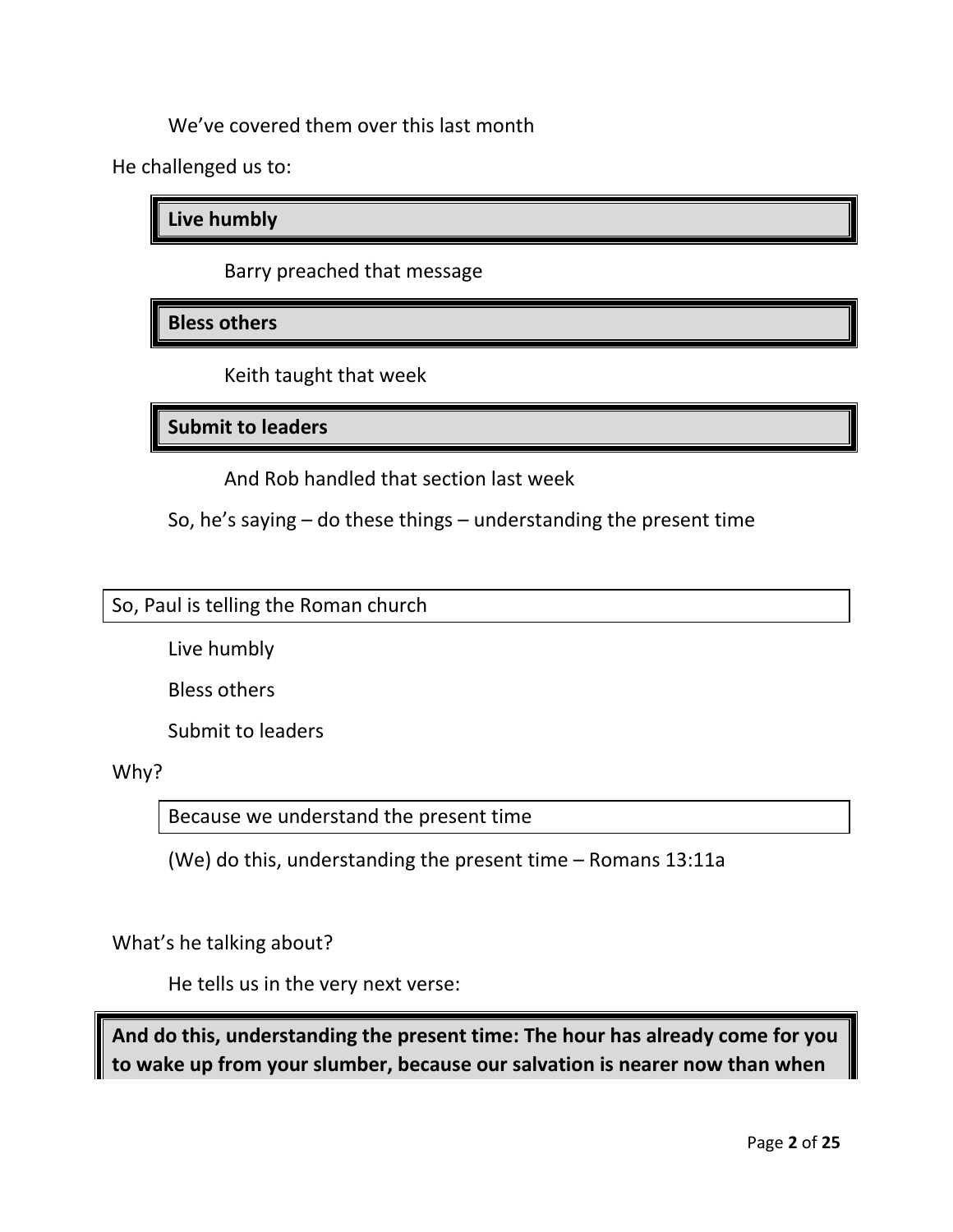We've covered them over this last month

He challenged us to:

**Live humbly**

Barry preached that message

**Bless others**

Keith taught that week

**Submit to leaders**

And Rob handled that section last week

So, he's saying – do these things – understanding the present time

So, Paul is telling the Roman church

Live humbly

Bless others

Submit to leaders

Why?

Because we understand the present time

(We) do this, understanding the present time – Romans 13:11a

What's he talking about?

He tells us in the very next verse:

**And do this, understanding the present time: The hour has already come for you to wake up from your slumber, because our salvation is nearer now than when**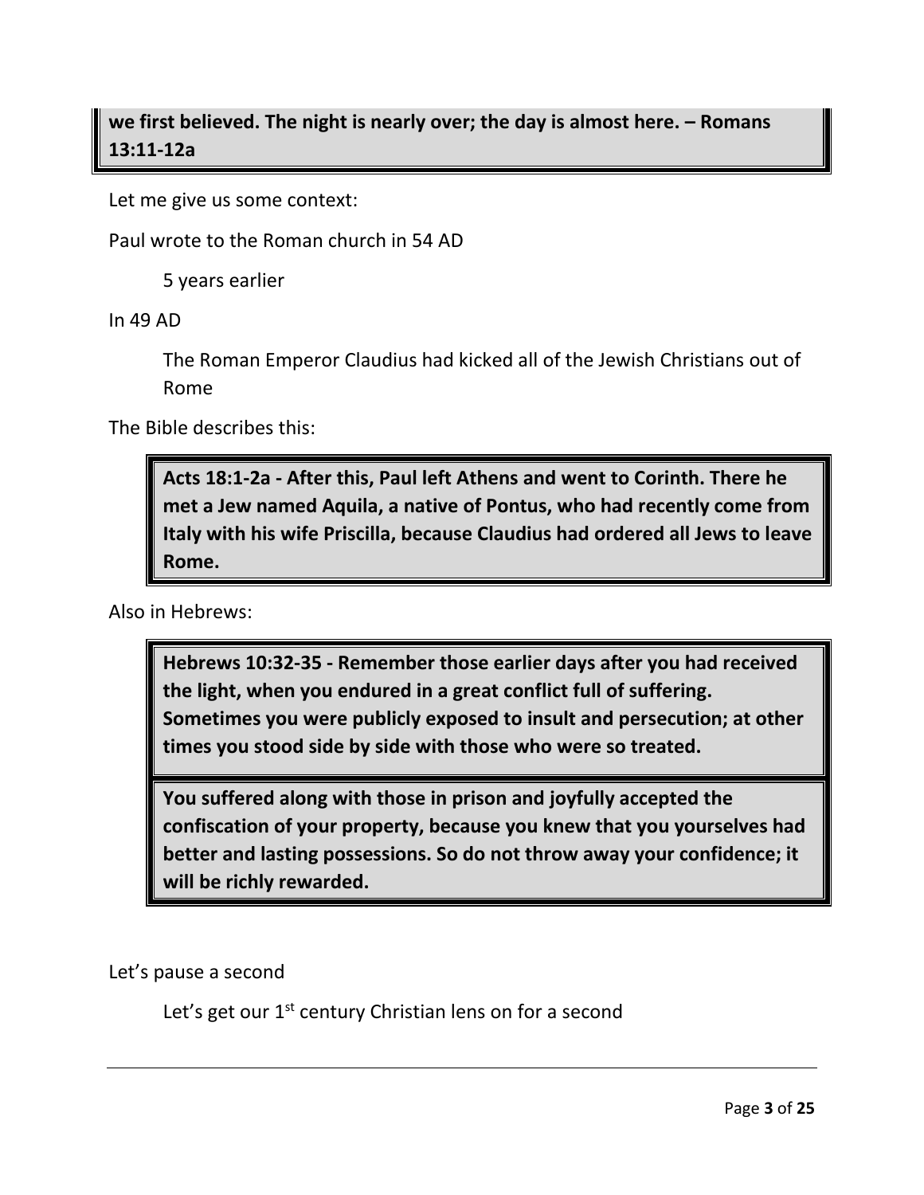**we first believed. The night is nearly over; the day is almost here. – Romans 13:11-12a**

Let me give us some context:

Paul wrote to the Roman church in 54 AD

5 years earlier

In 49 AD

The Roman Emperor Claudius had kicked all of the Jewish Christians out of Rome

The Bible describes this:

**Acts 18:1-2a - After this, Paul left Athens and went to Corinth. There he met a Jew named Aquila, a native of Pontus, who had recently come from Italy with his wife Priscilla, because Claudius had ordered all Jews to leave Rome.**

Also in Hebrews:

**Hebrews 10:32-35 - Remember those earlier days after you had received the light, when you endured in a great conflict full of suffering. Sometimes you were publicly exposed to insult and persecution; at other times you stood side by side with those who were so treated.**

**You suffered along with those in prison and joyfully accepted the confiscation of your property, because you knew that you yourselves had better and lasting possessions. So do not throw away your confidence; it will be richly rewarded.**

Let's pause a second

Let's get our 1st century Christian lens on for a second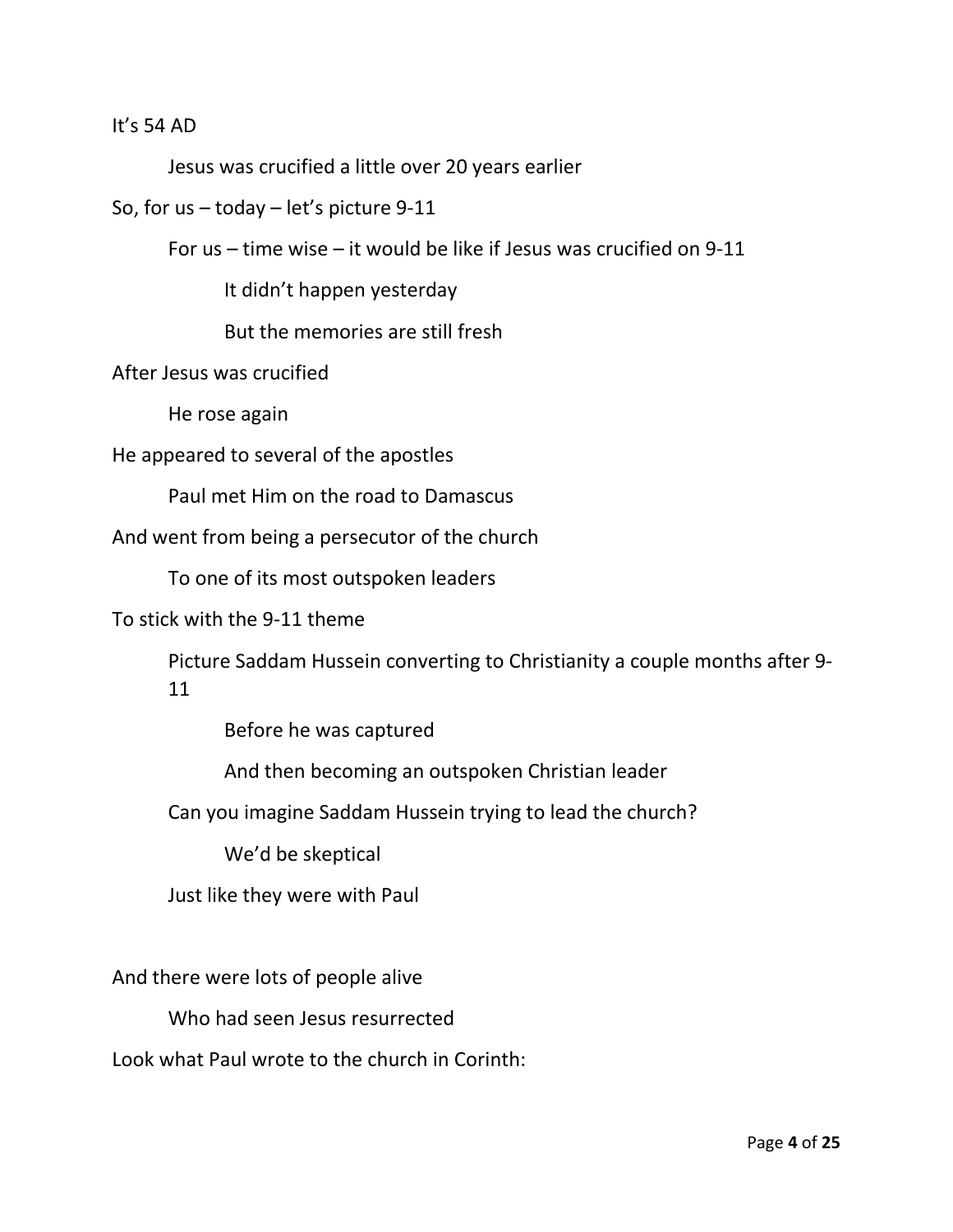It's 54 AD

Jesus was crucified a little over 20 years earlier

So, for us – today – let's picture 9-11

For us – time wise – it would be like if Jesus was crucified on 9-11

It didn't happen yesterday

But the memories are still fresh

After Jesus was crucified

He rose again

He appeared to several of the apostles

Paul met Him on the road to Damascus

And went from being a persecutor of the church

To one of its most outspoken leaders

To stick with the 9-11 theme

Picture Saddam Hussein converting to Christianity a couple months after 9-11

Before he was captured

And then becoming an outspoken Christian leader

Can you imagine Saddam Hussein trying to lead the church?

We'd be skeptical

Just like they were with Paul

And there were lots of people alive

Who had seen Jesus resurrected

Look what Paul wrote to the church in Corinth: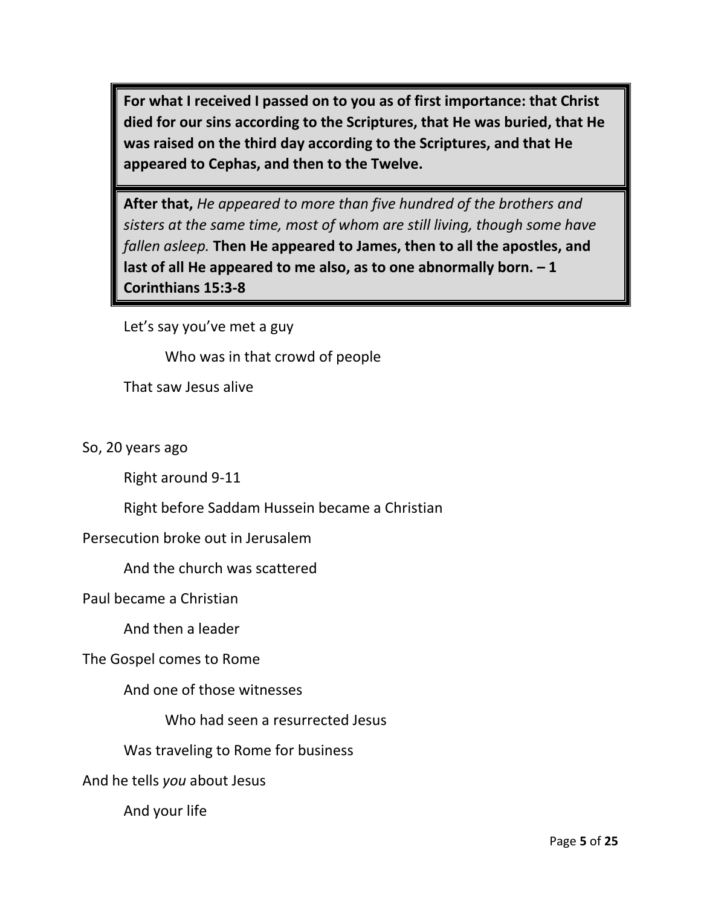> **For what I received I passed on to you as of first importance: that Christ died for our sins according to the Scriptures, that He was buried, that He was raised on the third day according to the Scriptures, and that He appeared to Cephas, and then to the Twelve.**

> **After that,** *He appeared to more than five hundred of the brothers and sisters at the same time, most of whom are still living, though some have fallen asleep.* **Then He appeared to James, then to all the apostles, and last of all He appeared to me also, as to one abnormally born. – 1 Corinthians 15:3-8**

Let's say you've met a guy

Who was in that crowd of people

That saw Jesus alive

So, 20 years ago

Right around 9-11

Right before Saddam Hussein became a Christian

Persecution broke out in Jerusalem

And the church was scattered

Paul became a Christian

And then a leader

The Gospel comes to Rome

And one of those witnesses

Who had seen a resurrected Jesus

Was traveling to Rome for business

And he tells *you* about Jesus

And your life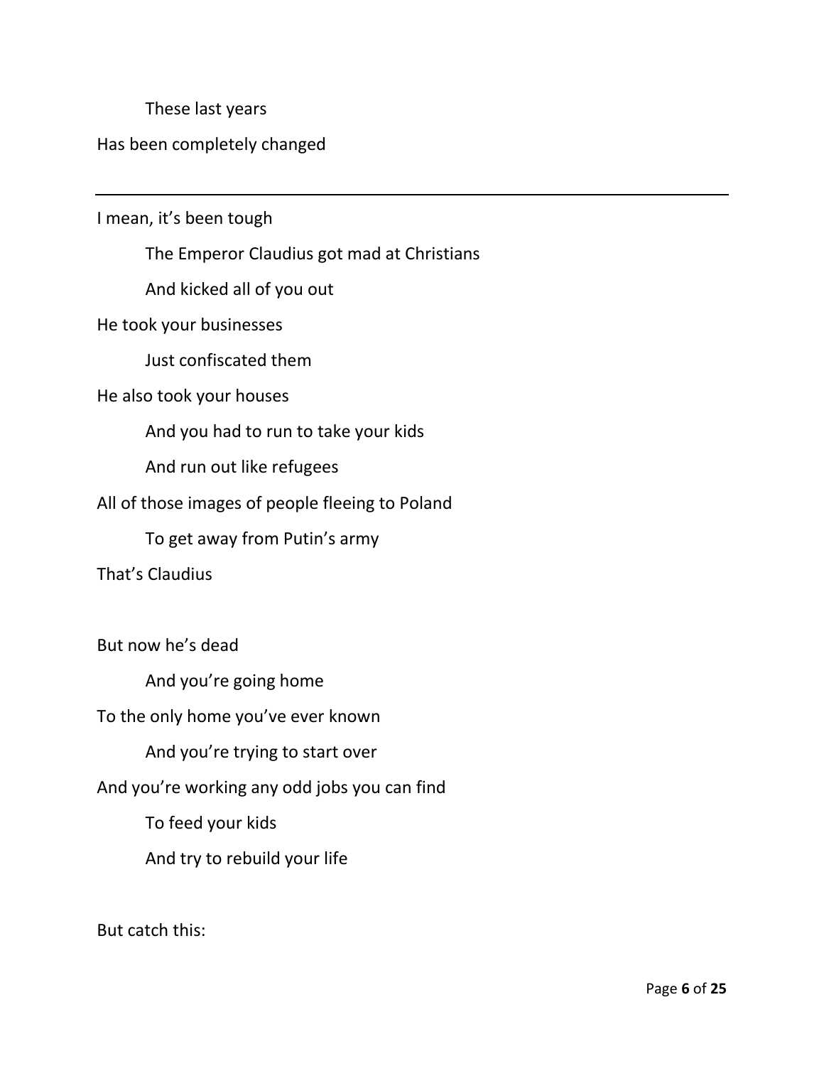These last years

Has been completely changed

---

I mean, it's been tough

The Emperor Claudius got mad at Christians

And kicked all of you out

He took your businesses

Just confiscated them

He also took your houses

And you had to run to take your kids

And run out like refugees

All of those images of people fleeing to Poland

To get away from Putin's army

That's Claudius

But now he's dead

And you're going home

To the only home you've ever known

And you're trying to start over

And you're working any odd jobs you can find

To feed your kids

And try to rebuild your life

But catch this: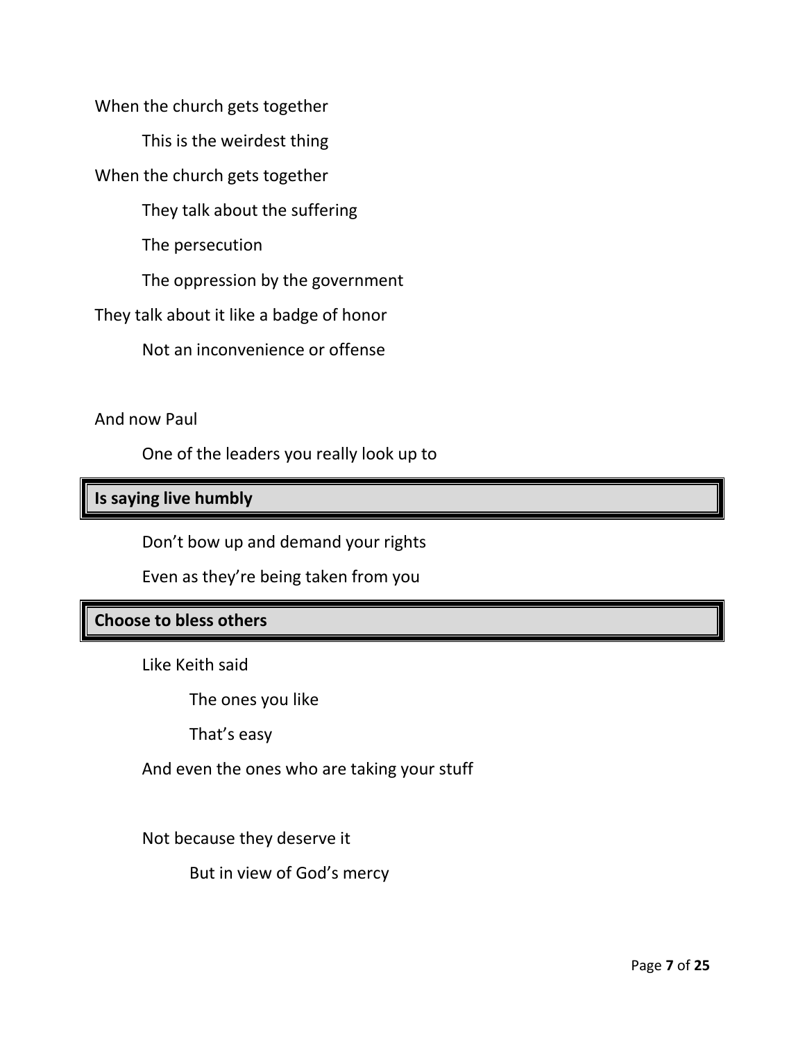When the church gets together

This is the weirdest thing

When the church gets together

They talk about the suffering

The persecution

The oppression by the government

They talk about it like a badge of honor

Not an inconvenience or offense

And now Paul

One of the leaders you really look up to

**Is saying live humbly**

Don't bow up and demand your rights

Even as they're being taken from you

**Choose to bless others**

Like Keith said

The ones you like

That's easy

And even the ones who are taking your stuff

Not because they deserve it

But in view of God's mercy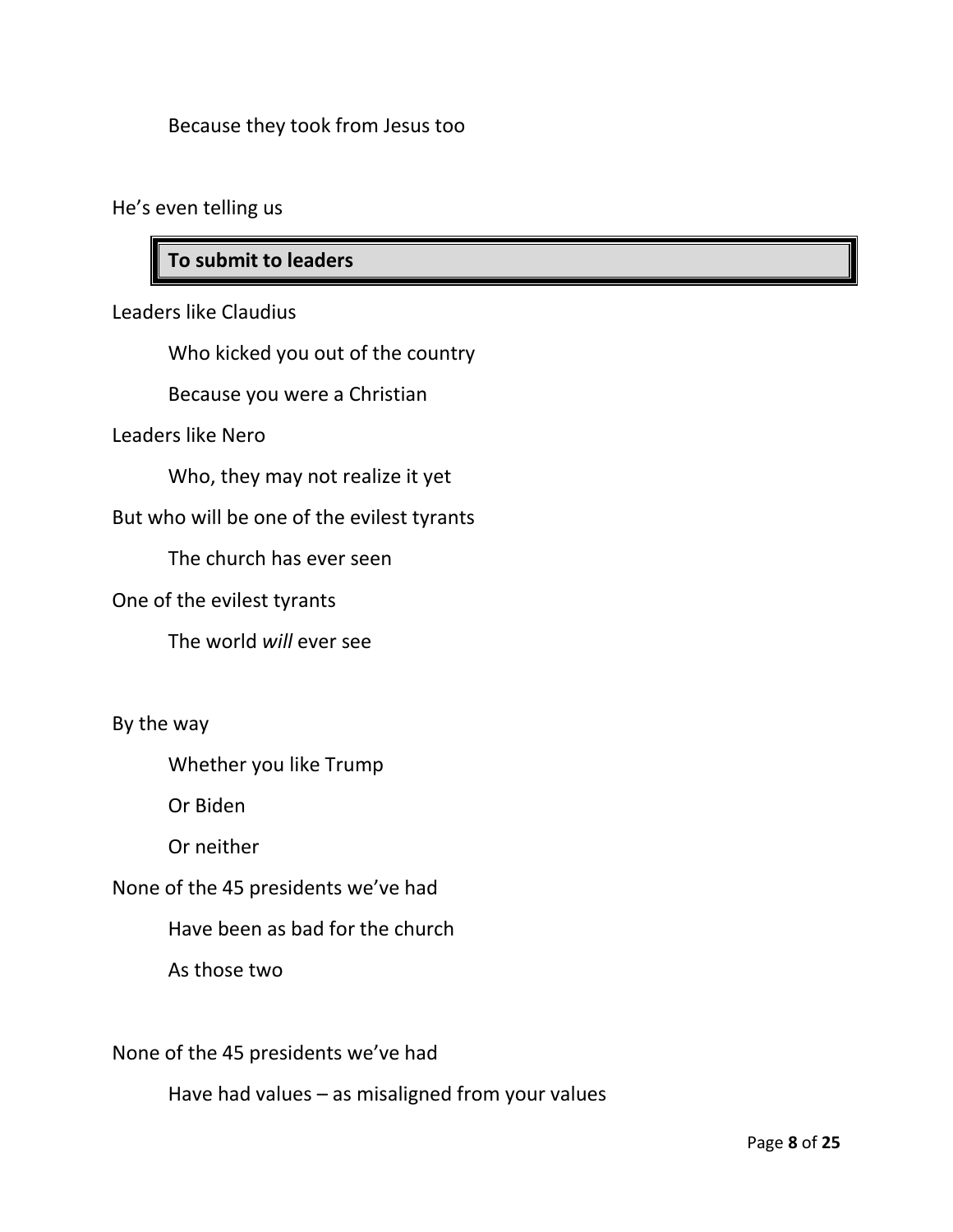Because they took from Jesus too

He's even telling us

**To submit to leaders**

Leaders like Claudius

Who kicked you out of the country

Because you were a Christian

Leaders like Nero

Who, they may not realize it yet

But who will be one of the evilest tyrants

The church has ever seen

One of the evilest tyrants

The world *will* ever see

By the way

Whether you like Trump

Or Biden

Or neither

None of the 45 presidents we've had

Have been as bad for the church

As those two

None of the 45 presidents we've had

Have had values – as misaligned from your values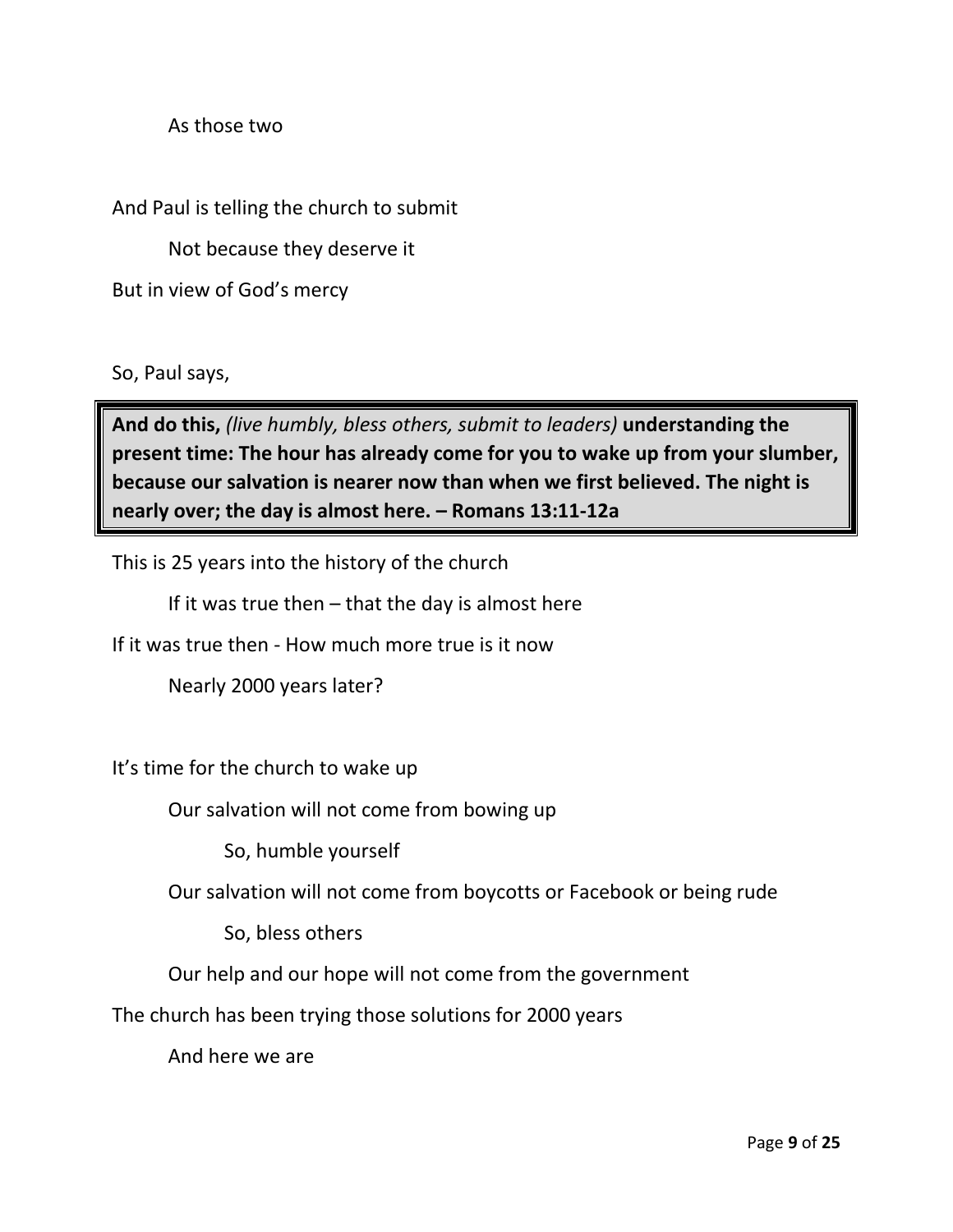As those two

And Paul is telling the church to submit

Not because they deserve it

But in view of God's mercy

So, Paul says,

> **And do this,** *(live humbly, bless others, submit to leaders)* **understanding the present time: The hour has already come for you to wake up from your slumber, because our salvation is nearer now than when we first believed. The night is nearly over; the day is almost here. – Romans 13:11-12a**

This is 25 years into the history of the church

If it was true then – that the day is almost here

If it was true then - How much more true is it now

Nearly 2000 years later?

It's time for the church to wake up

Our salvation will not come from bowing up

So, humble yourself

Our salvation will not come from boycotts or Facebook or being rude

So, bless others

Our help and our hope will not come from the government

The church has been trying those solutions for 2000 years

And here we are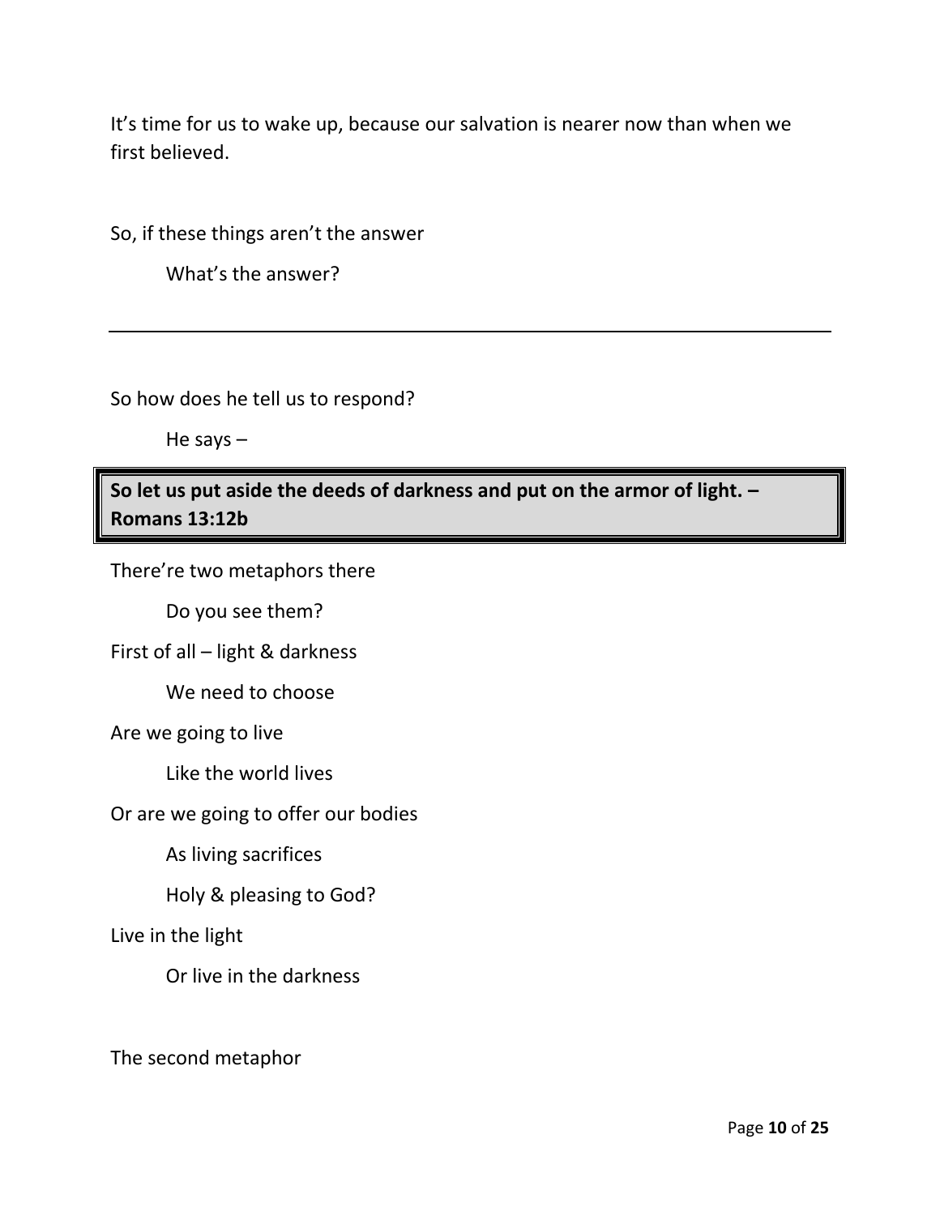It's time for us to wake up, because our salvation is nearer now than when we first believed.

So, if these things aren't the answer

> What's the answer?

---

So how does he tell us to respond?

> He says –

**So let us put aside the deeds of darkness and put on the armor of light. – Romans 13:12b**

There're two metaphors there

> Do you see them?

First of all – light & darkness

> We need to choose

Are we going to live

> Like the world lives

Or are we going to offer our bodies

> As living sacrifices
>
> Holy & pleasing to God?

Live in the light

> Or live in the darkness

The second metaphor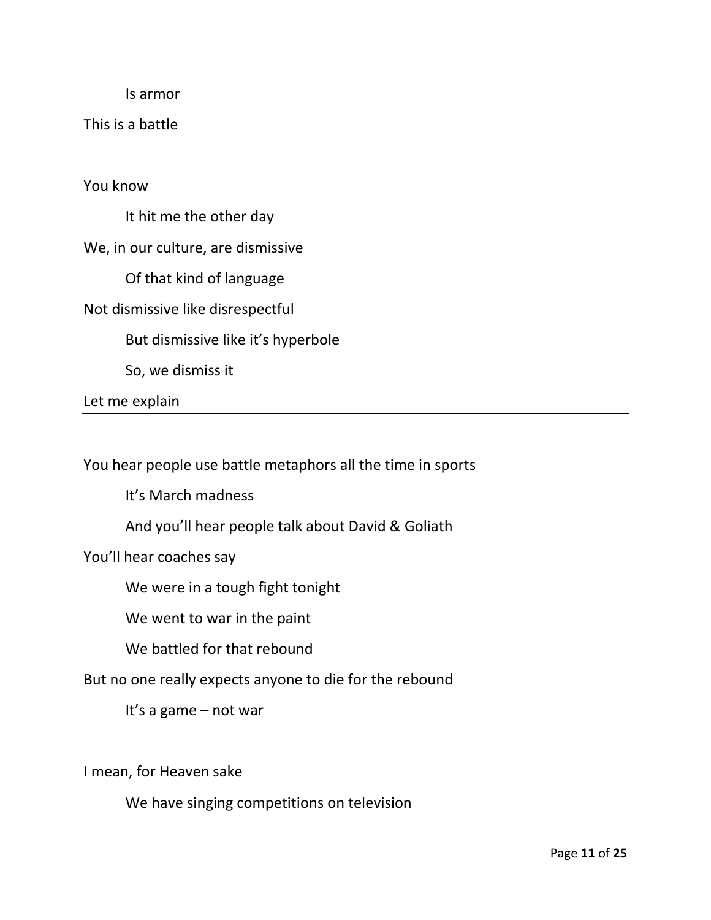Is armor

This is a battle

You know

It hit me the other day

We, in our culture, are dismissive

Of that kind of language

Not dismissive like disrespectful

But dismissive like it's hyperbole

So, we dismiss it

Let me explain

---

You hear people use battle metaphors all the time in sports

It's March madness

And you'll hear people talk about David & Goliath

You'll hear coaches say

We were in a tough fight tonight

We went to war in the paint

We battled for that rebound

But no one really expects anyone to die for the rebound

It's a game – not war

I mean, for Heaven sake

We have singing competitions on television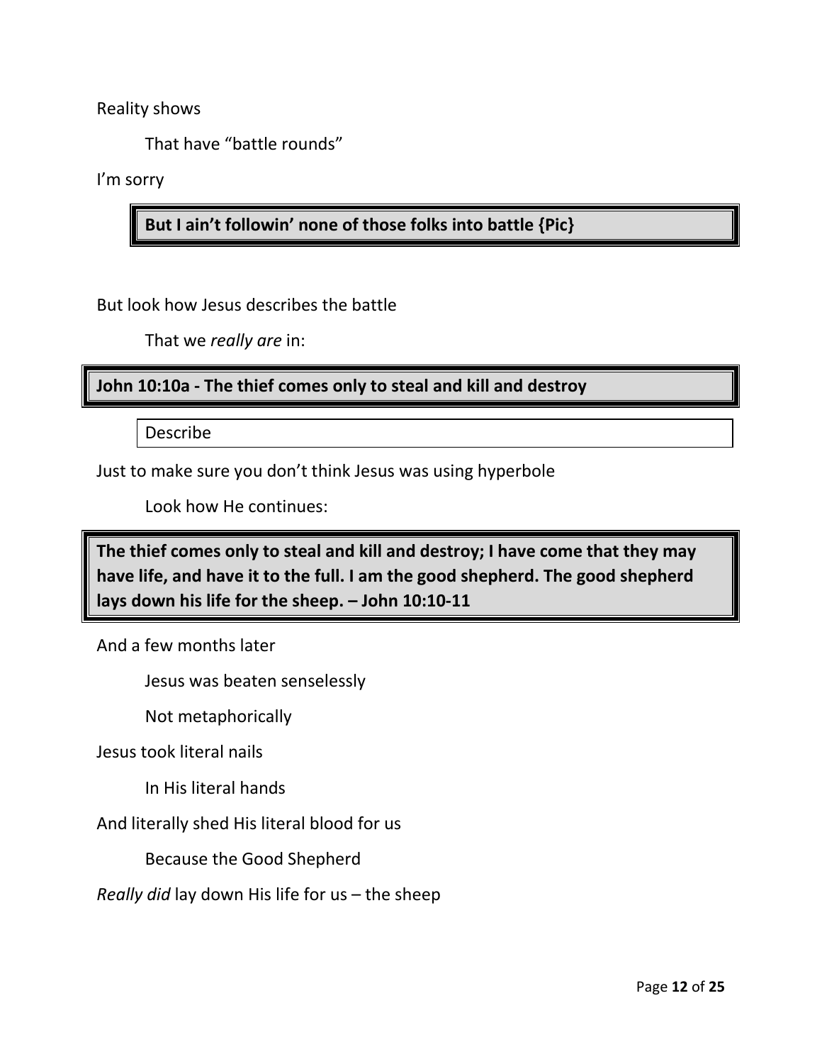Reality shows

That have "battle rounds"

I'm sorry

**But I ain't followin' none of those folks into battle {Pic}**

But look how Jesus describes the battle

That we *really are* in:

**John 10:10a - The thief comes only to steal and kill and destroy**

Describe

Just to make sure you don't think Jesus was using hyperbole

Look how He continues:

**The thief comes only to steal and kill and destroy; I have come that they may have life, and have it to the full. I am the good shepherd. The good shepherd lays down his life for the sheep. – John 10:10-11**

And a few months later

Jesus was beaten senselessly

Not metaphorically

Jesus took literal nails

In His literal hands

And literally shed His literal blood for us

Because the Good Shepherd

*Really did* lay down His life for us – the sheep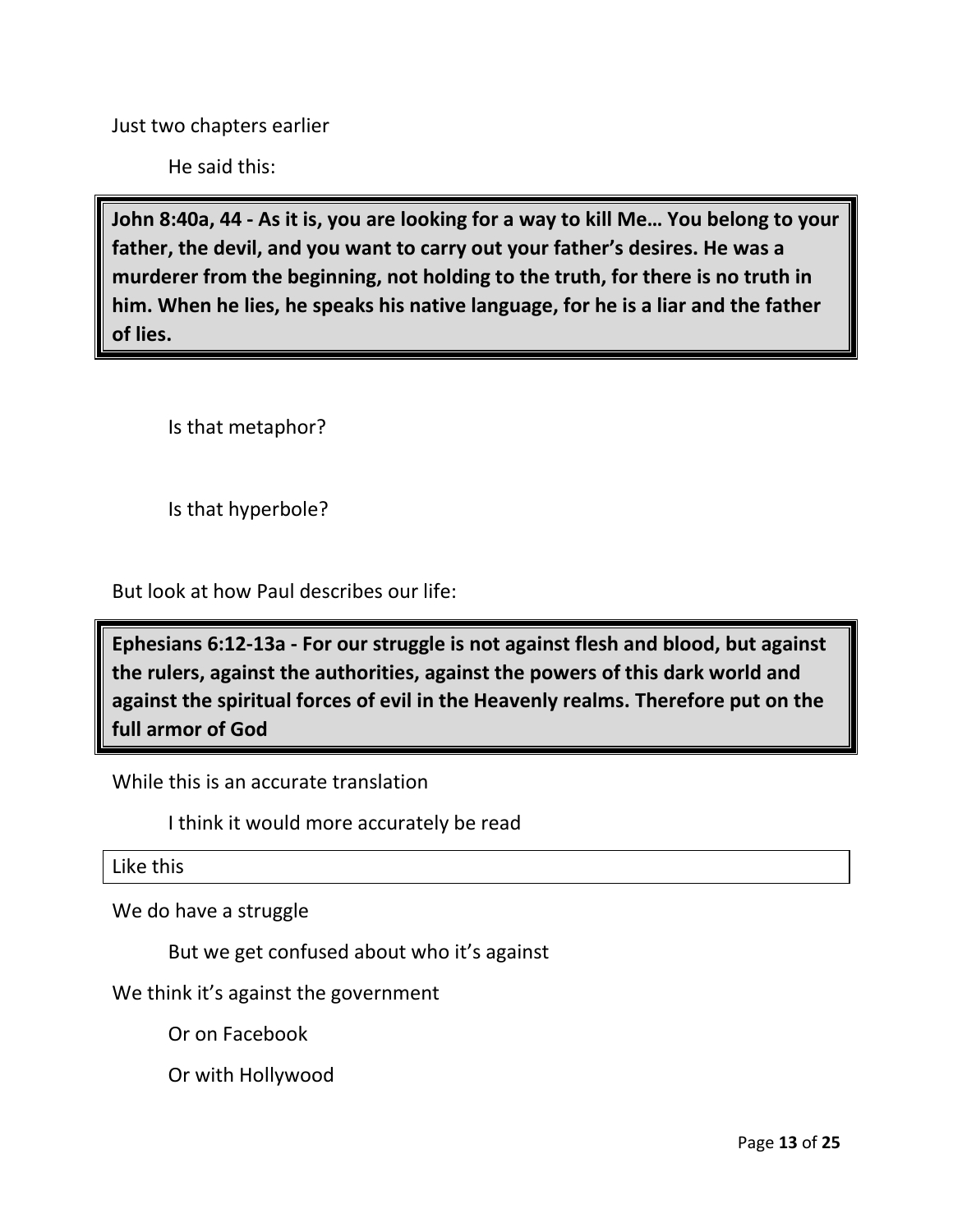Just two chapters earlier

He said this:

> **John 8:40a, 44 - As it is, you are looking for a way to kill Me… You belong to your father, the devil, and you want to carry out your father's desires. He was a murderer from the beginning, not holding to the truth, for there is no truth in him. When he lies, he speaks his native language, for he is a liar and the father of lies.**

Is that metaphor?

Is that hyperbole?

But look at how Paul describes our life:

> **Ephesians 6:12-13a - For our struggle is not against flesh and blood, but against the rulers, against the authorities, against the powers of this dark world and against the spiritual forces of evil in the Heavenly realms. Therefore put on the full armor of God**

While this is an accurate translation

I think it would more accurately be read

Like this

We do have a struggle

But we get confused about who it's against

We think it's against the government

Or on Facebook

Or with Hollywood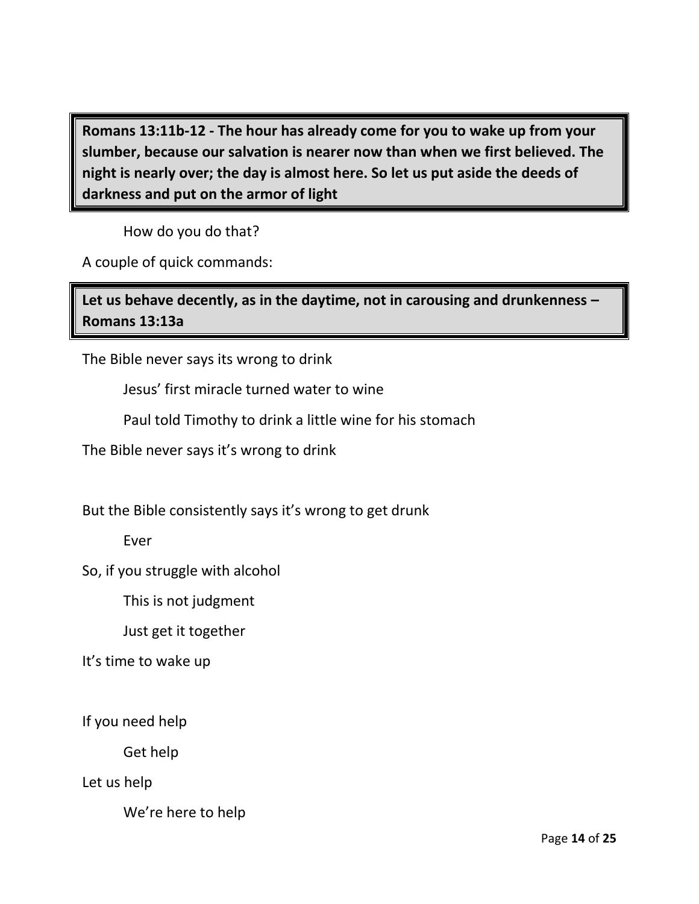> **Romans 13:11b-12 - The hour has already come for you to wake up from your slumber, because our salvation is nearer now than when we first believed. The night is nearly over; the day is almost here. So let us put aside the deeds of darkness and put on the armor of light**

How do you do that?

A couple of quick commands:

> **Let us behave decently, as in the daytime, not in carousing and drunkenness – Romans 13:13a**

The Bible never says its wrong to drink

Jesus' first miracle turned water to wine

Paul told Timothy to drink a little wine for his stomach

The Bible never says it's wrong to drink

But the Bible consistently says it's wrong to get drunk

Ever

So, if you struggle with alcohol

This is not judgment

Just get it together

It's time to wake up

If you need help

Get help

Let us help

We're here to help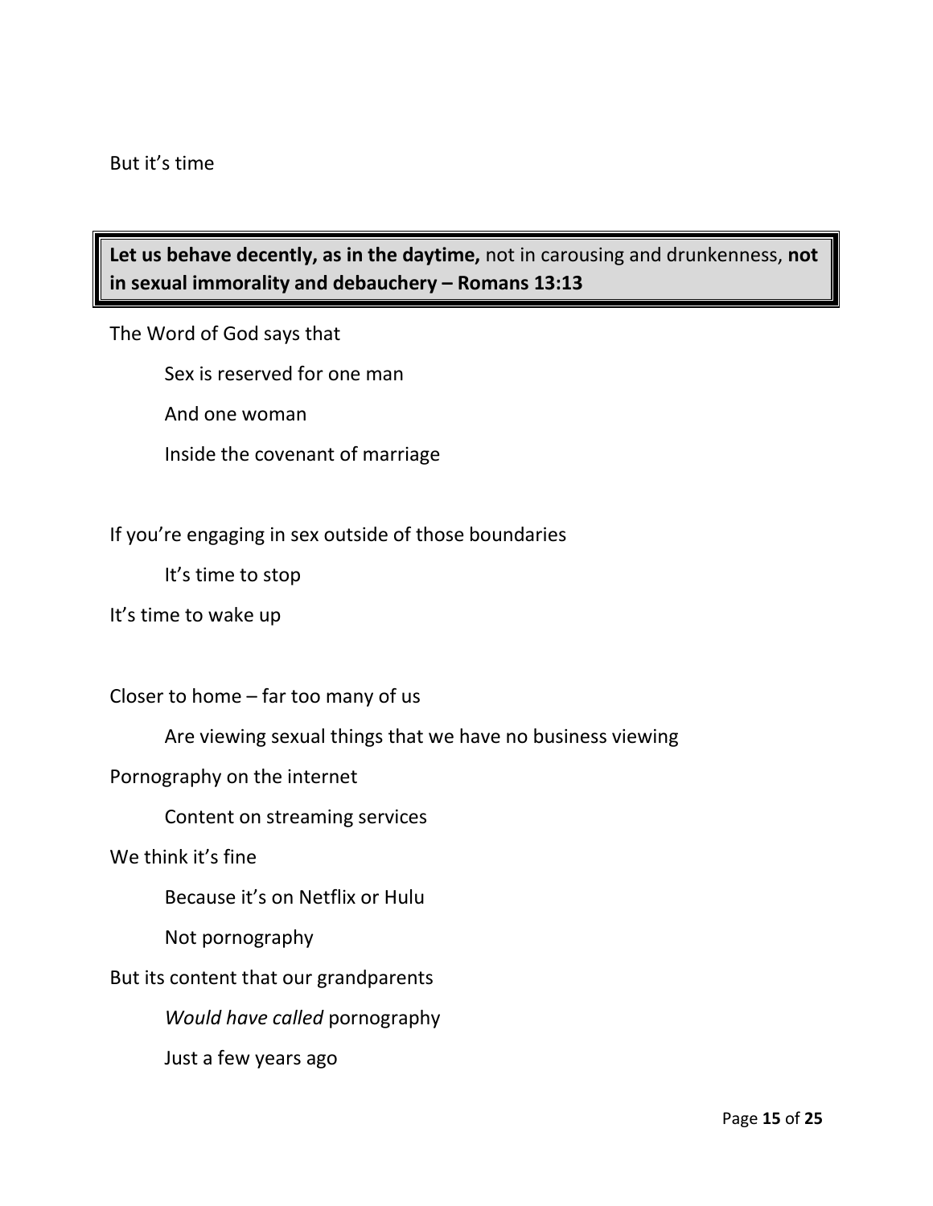But it's time

> **Let us behave decently, as in the daytime,** not in carousing and drunkenness, **not in sexual immorality and debauchery – Romans 13:13**

The Word of God says that

Sex is reserved for one man

And one woman

Inside the covenant of marriage

If you're engaging in sex outside of those boundaries

It's time to stop

It's time to wake up

Closer to home – far too many of us

Are viewing sexual things that we have no business viewing

Pornography on the internet

Content on streaming services

We think it's fine

Because it's on Netflix or Hulu

Not pornography

But its content that our grandparents

*Would have called* pornography

Just a few years ago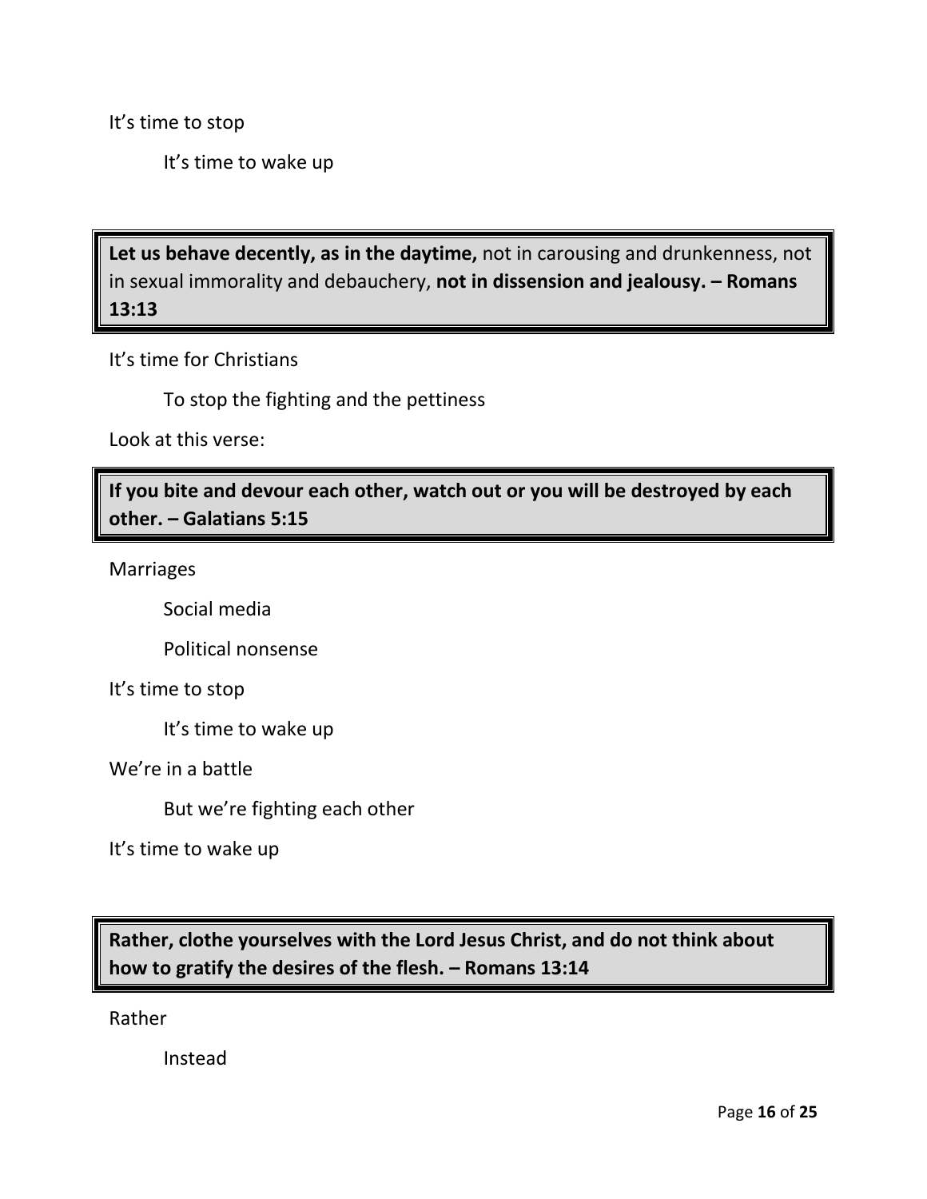It's time to stop

It's time to wake up

> **Let us behave decently, as in the daytime,** not in carousing and drunkenness, not in sexual immorality and debauchery, **not in dissension and jealousy. – Romans 13:13**

It's time for Christians

To stop the fighting and the pettiness

Look at this verse:

> **If you bite and devour each other, watch out or you will be destroyed by each other. – Galatians 5:15**

Marriages

Social media

Political nonsense

It's time to stop

It's time to wake up

We're in a battle

But we're fighting each other

It's time to wake up

> **Rather, clothe yourselves with the Lord Jesus Christ, and do not think about how to gratify the desires of the flesh. – Romans 13:14**

Rather

Instead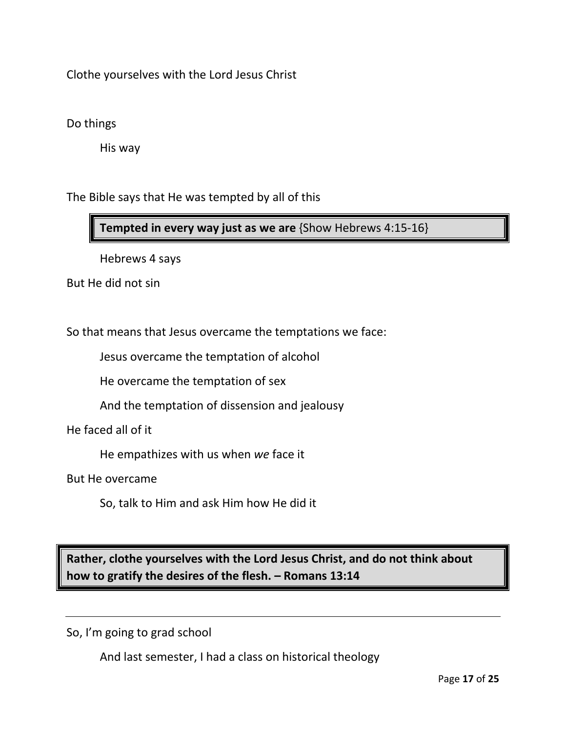Clothe yourselves with the Lord Jesus Christ

Do things

His way

The Bible says that He was tempted by all of this

> **Tempted in every way just as we are** {Show Hebrews 4:15-16}

Hebrews 4 says

But He did not sin

So that means that Jesus overcame the temptations we face:

Jesus overcame the temptation of alcohol

He overcame the temptation of sex

And the temptation of dissension and jealousy

He faced all of it

He empathizes with us when *we* face it

But He overcame

So, talk to Him and ask Him how He did it

> **Rather, clothe yourselves with the Lord Jesus Christ, and do not think about how to gratify the desires of the flesh. – Romans 13:14**

---

So, I'm going to grad school

And last semester, I had a class on historical theology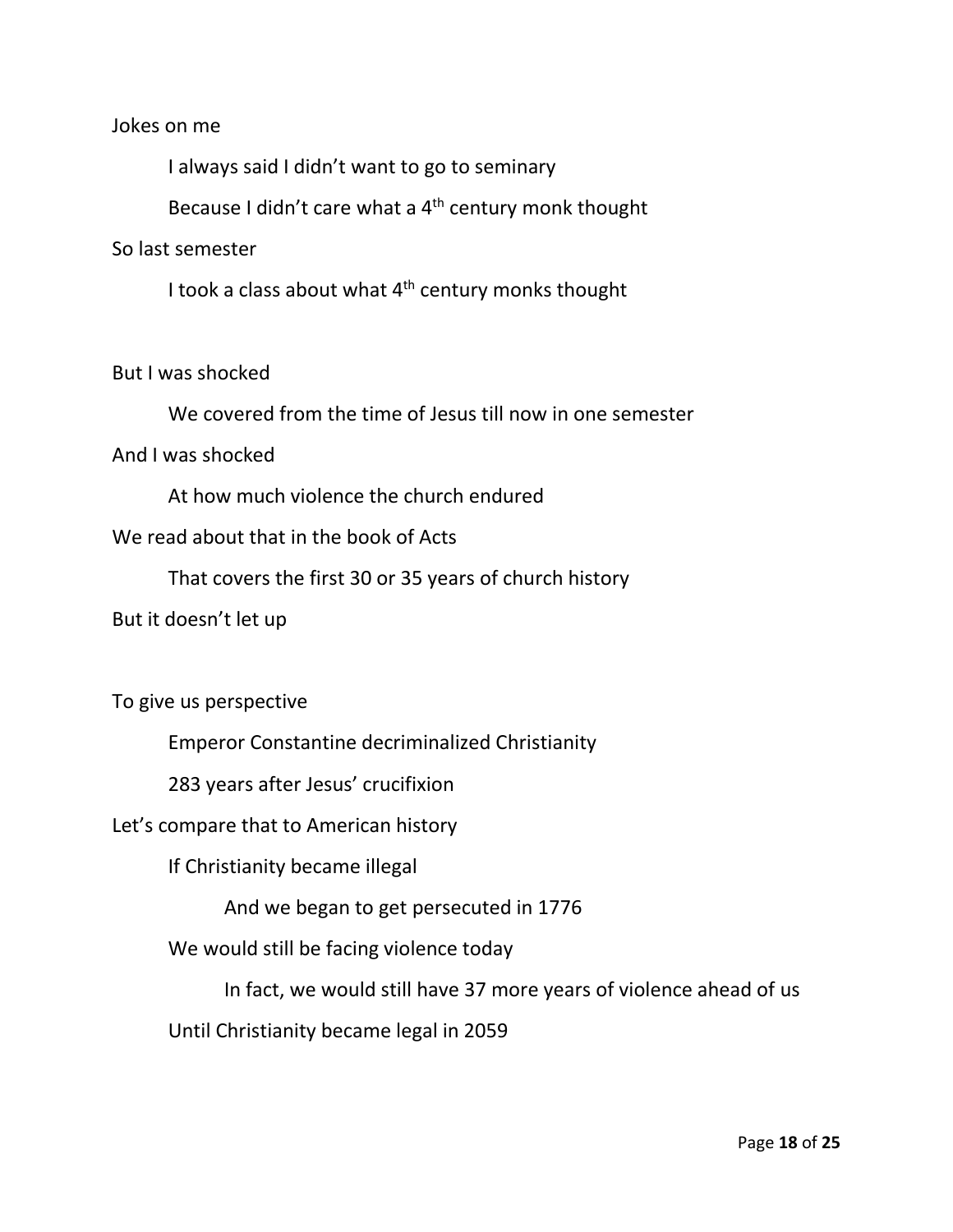Jokes on me

I always said I didn't want to go to seminary

Because I didn't care what a 4th century monk thought

So last semester

I took a class about what 4th century monks thought

But I was shocked

We covered from the time of Jesus till now in one semester

And I was shocked

At how much violence the church endured

We read about that in the book of Acts

That covers the first 30 or 35 years of church history

But it doesn't let up

To give us perspective

Emperor Constantine decriminalized Christianity

283 years after Jesus' crucifixion

Let's compare that to American history

If Christianity became illegal

And we began to get persecuted in 1776

We would still be facing violence today

In fact, we would still have 37 more years of violence ahead of us

Until Christianity became legal in 2059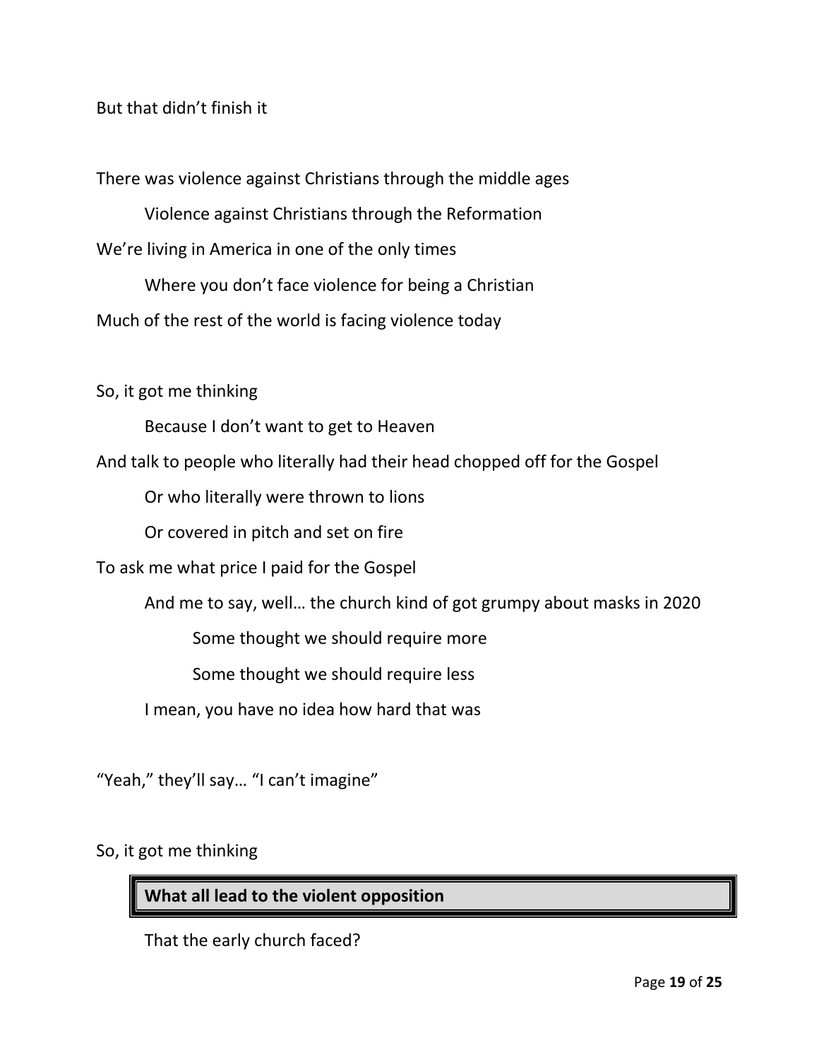But that didn't finish it

There was violence against Christians through the middle ages

Violence against Christians through the Reformation

We're living in America in one of the only times

Where you don't face violence for being a Christian

Much of the rest of the world is facing violence today

So, it got me thinking

Because I don't want to get to Heaven

And talk to people who literally had their head chopped off for the Gospel

Or who literally were thrown to lions

Or covered in pitch and set on fire

To ask me what price I paid for the Gospel

And me to say, well… the church kind of got grumpy about masks in 2020

Some thought we should require more

Some thought we should require less

I mean, you have no idea how hard that was

"Yeah," they'll say… "I can't imagine"

So, it got me thinking

**What all lead to the violent opposition**

That the early church faced?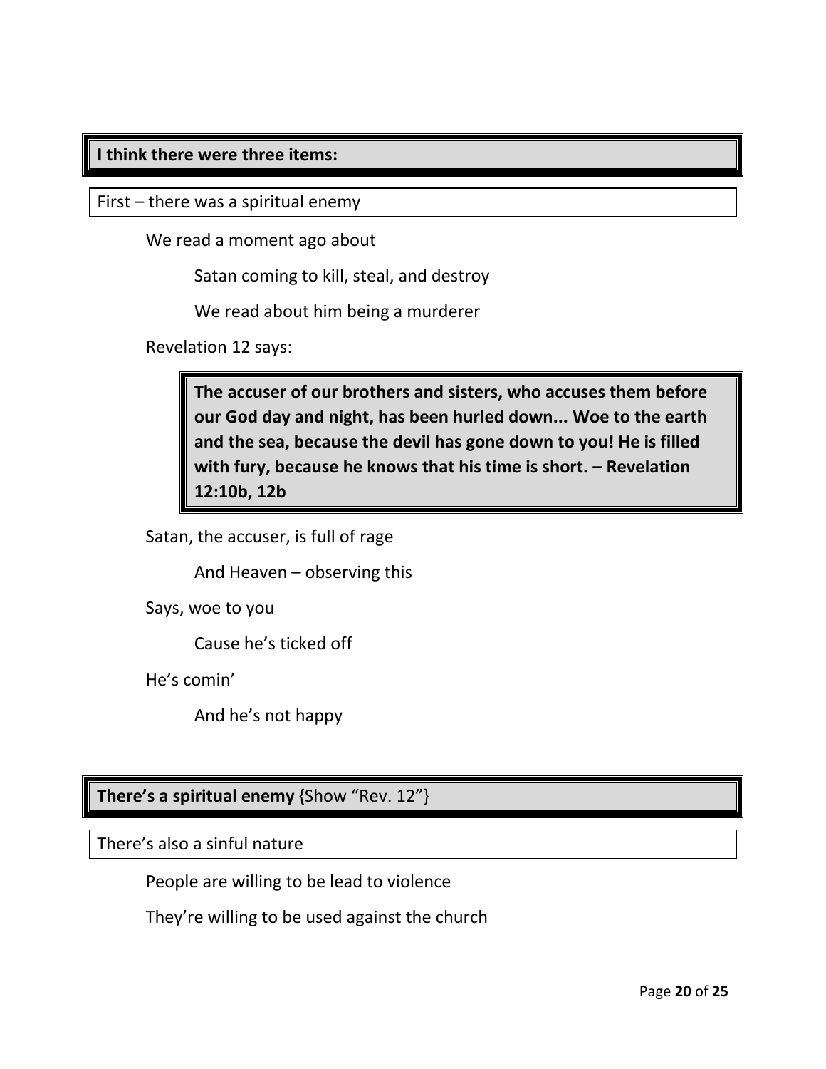**I think there were three items:**

First – there was a spiritual enemy

We read a moment ago about

Satan coming to kill, steal, and destroy

We read about him being a murderer

Revelation 12 says:

> **The accuser of our brothers and sisters, who accuses them before our God day and night, has been hurled down... Woe to the earth and the sea, because the devil has gone down to you! He is filled with fury, because he knows that his time is short. – Revelation 12:10b, 12b**

Satan, the accuser, is full of rage

And Heaven – observing this

Says, woe to you

Cause he's ticked off

He's comin'

And he's not happy

**There's a spiritual enemy** {Show "Rev. 12"}

There's also a sinful nature

People are willing to be lead to violence

They're willing to be used against the church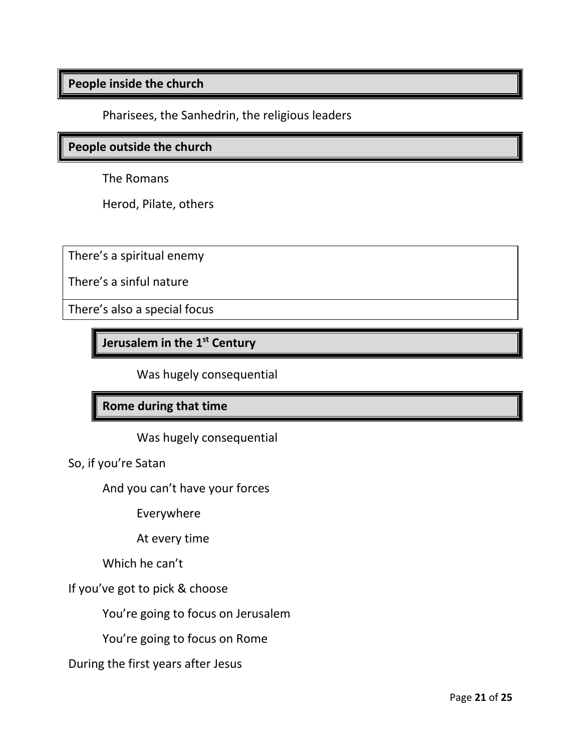**People inside the church**

Pharisees, the Sanhedrin, the religious leaders

**People outside the church**

The Romans

Herod, Pilate, others

There's a spiritual enemy

There's a sinful nature

There's also a special focus

**Jerusalem in the 1st Century**

Was hugely consequential

**Rome during that time**

Was hugely consequential

So, if you're Satan

And you can't have your forces

Everywhere

At every time

Which he can't

If you've got to pick & choose

You're going to focus on Jerusalem

You're going to focus on Rome

During the first years after Jesus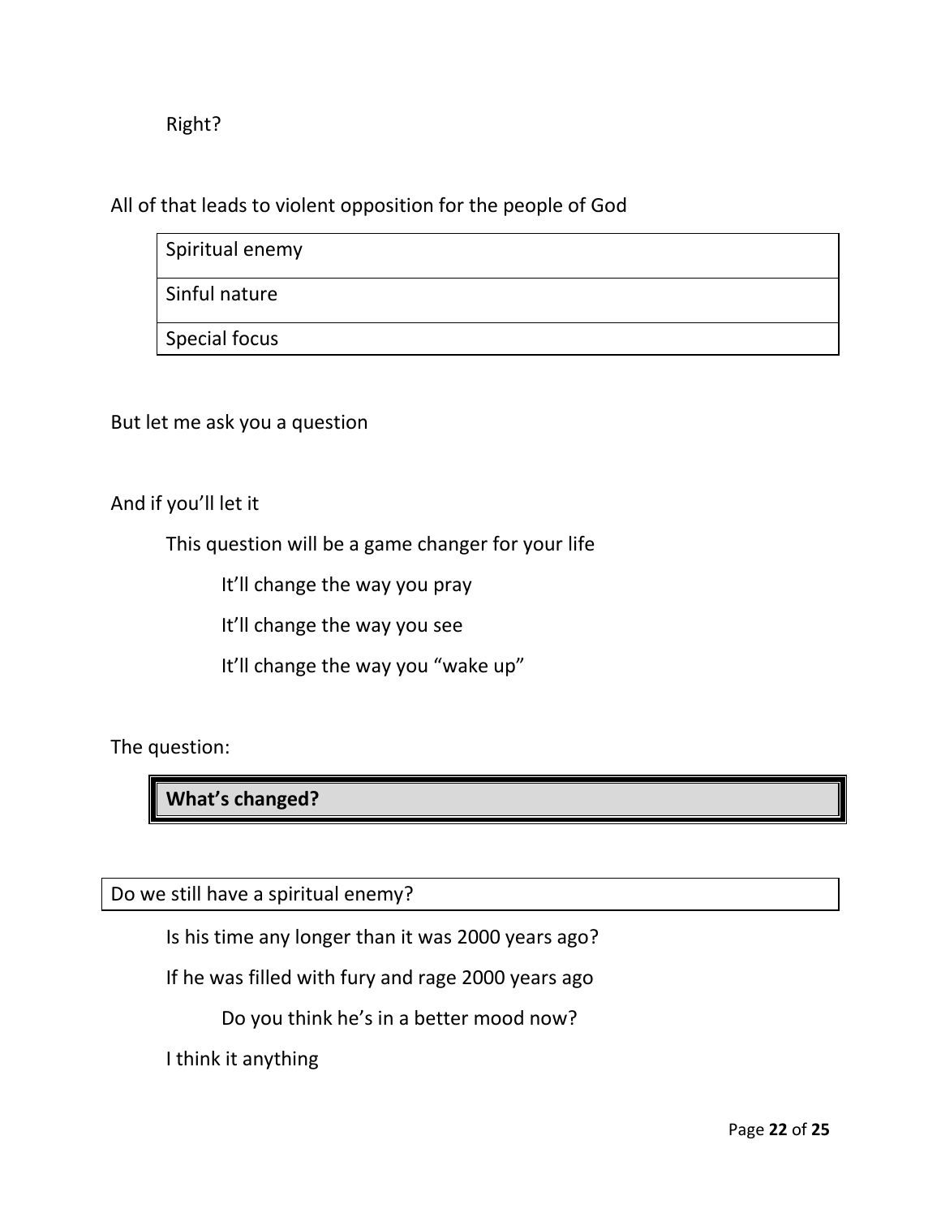Right?

All of that leads to violent opposition for the people of God

| Spiritual enemy |
|---|
| Sinful nature |
| Special focus |

But let me ask you a question

And if you'll let it

This question will be a game changer for your life

It'll change the way you pray

It'll change the way you see

It'll change the way you "wake up"

The question:

| **What's changed?** |
|---|

| Do we still have a spiritual enemy? |
|---|

Is his time any longer than it was 2000 years ago?

If he was filled with fury and rage 2000 years ago

Do you think he's in a better mood now?

I think it anything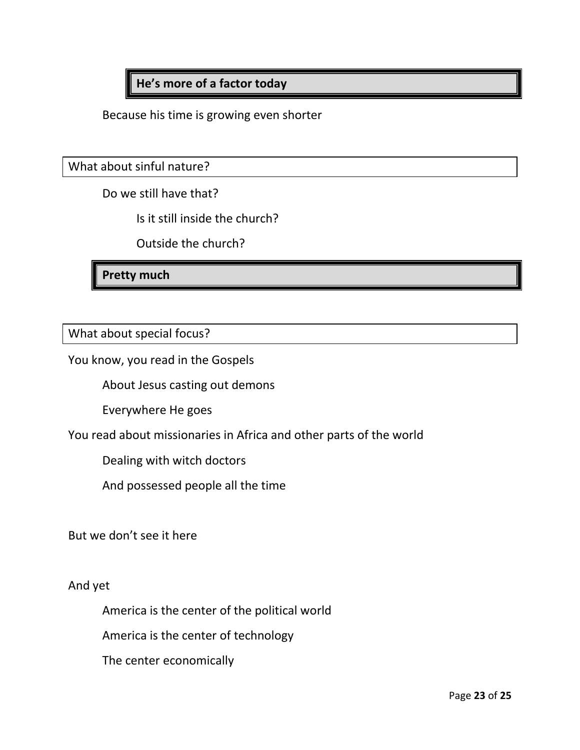**He's more of a factor today**

Because his time is growing even shorter

What about sinful nature?

Do we still have that?

Is it still inside the church?

Outside the church?

**Pretty much**

What about special focus?

You know, you read in the Gospels

About Jesus casting out demons

Everywhere He goes

You read about missionaries in Africa and other parts of the world

Dealing with witch doctors

And possessed people all the time

But we don't see it here

And yet

America is the center of the political world

America is the center of technology

The center economically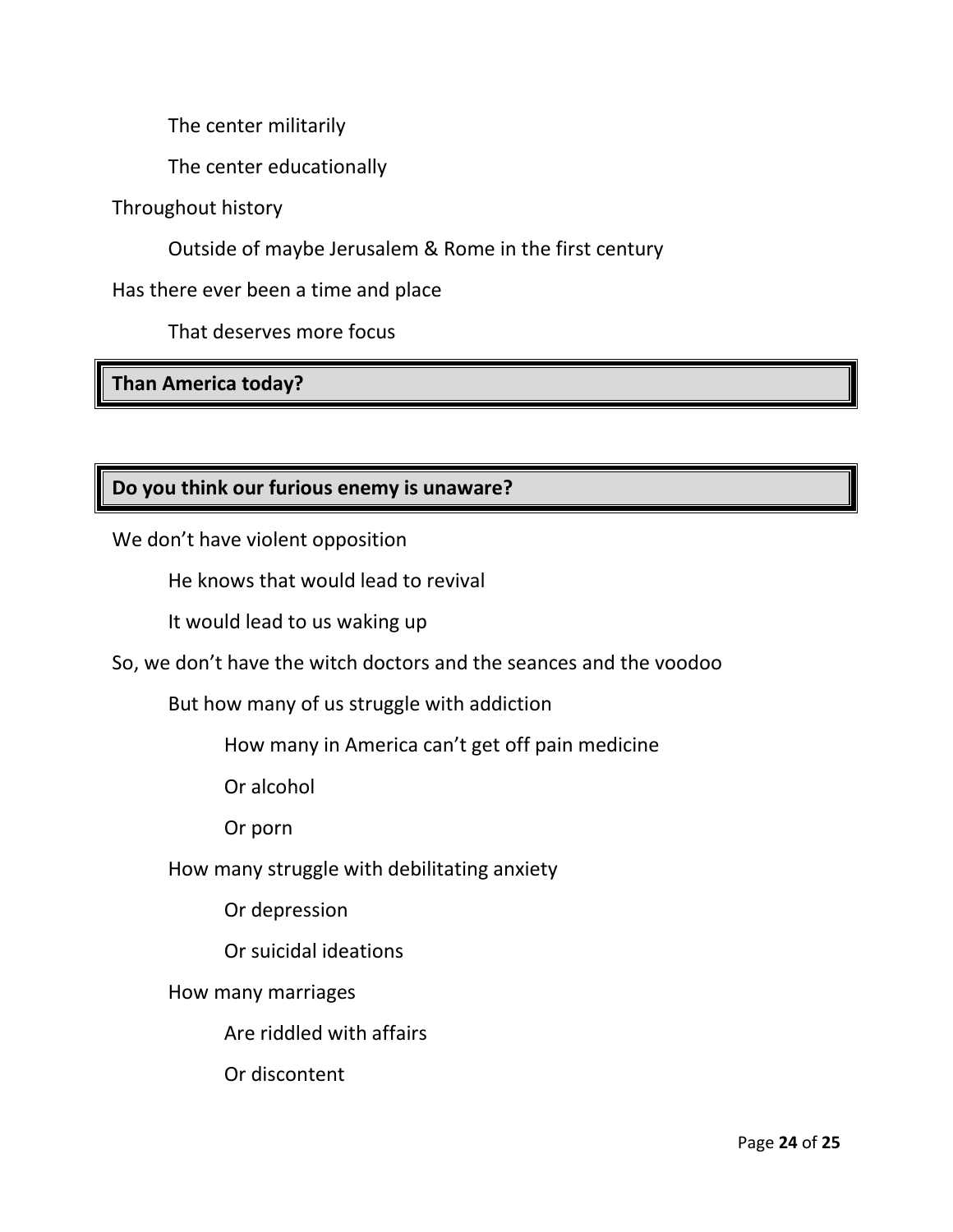The center militarily

The center educationally

Throughout history

Outside of maybe Jerusalem & Rome in the first century

Has there ever been a time and place

That deserves more focus

**Than America today?**

**Do you think our furious enemy is unaware?**

We don't have violent opposition

He knows that would lead to revival

It would lead to us waking up

So, we don't have the witch doctors and the seances and the voodoo

But how many of us struggle with addiction

How many in America can't get off pain medicine

Or alcohol

Or porn

How many struggle with debilitating anxiety

Or depression

Or suicidal ideations

How many marriages

Are riddled with affairs

Or discontent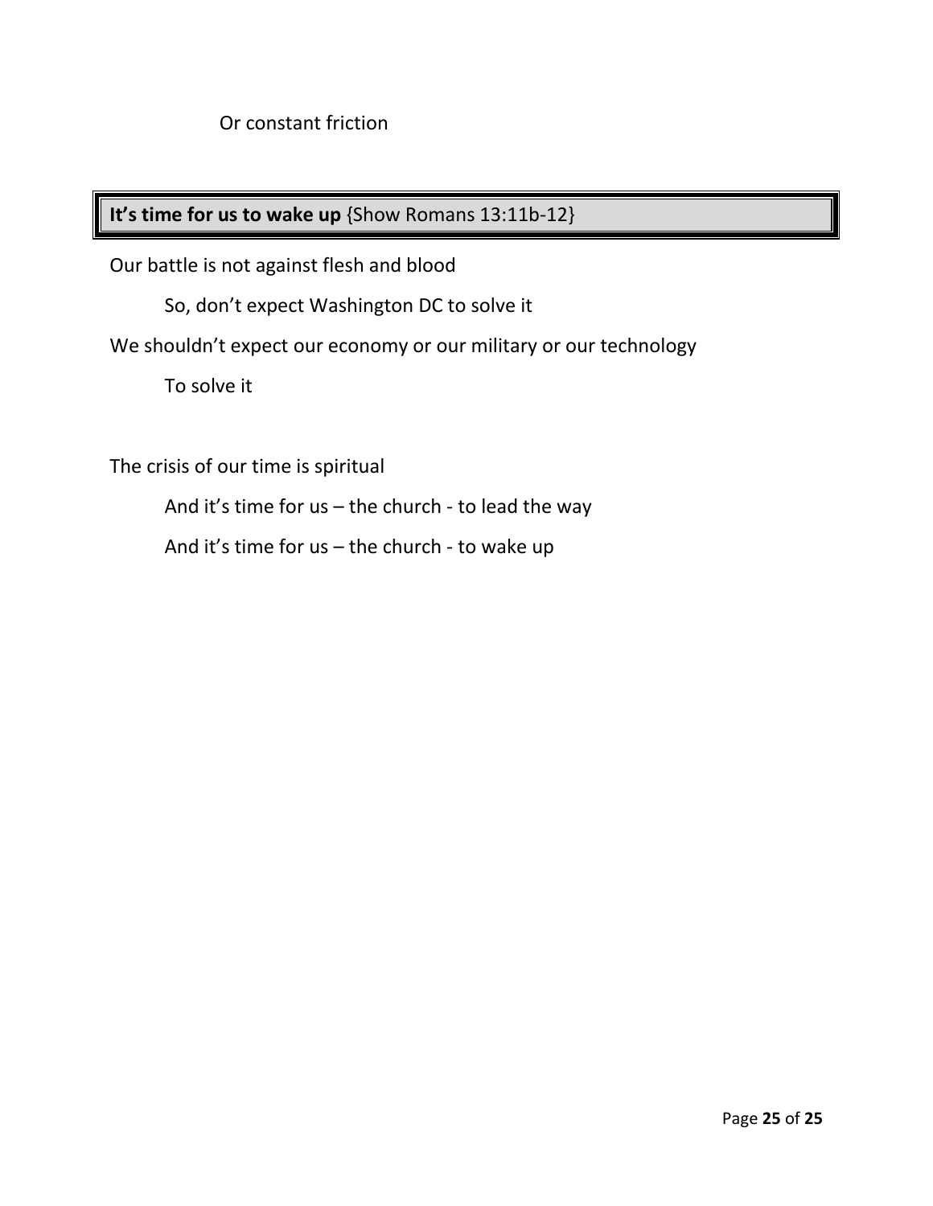Or constant friction

**It's time for us to wake up** {Show Romans 13:11b-12}

Our battle is not against flesh and blood

So, don't expect Washington DC to solve it

We shouldn't expect our economy or our military or our technology

To solve it

The crisis of our time is spiritual

And it's time for us – the church - to lead the way

And it's time for us – the church - to wake up